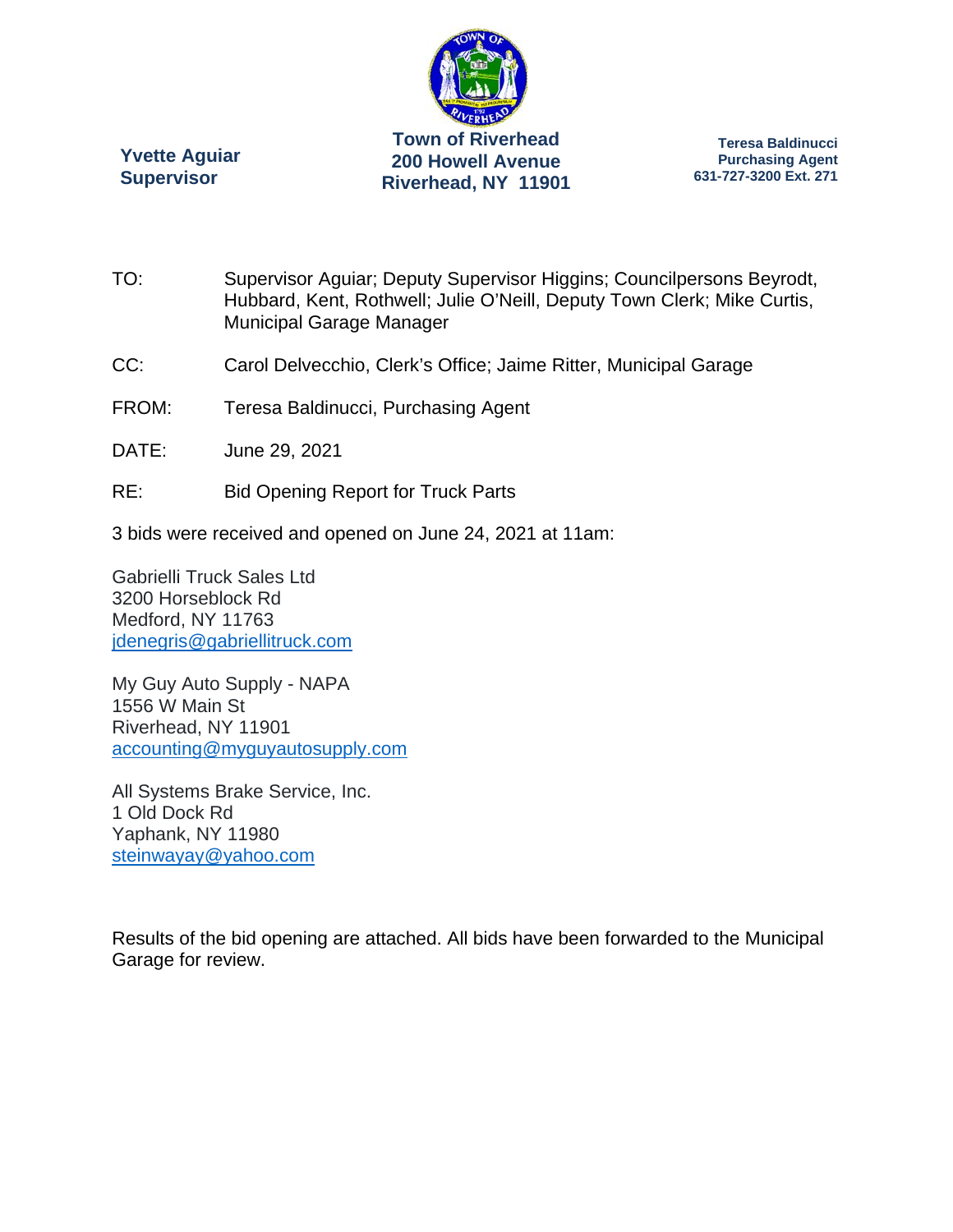**Yvette Aguiar**
**Supervisor**

**Town of Riverhead**
**200 Howell Avenue**
**Riverhead, NY 11901**

**Teresa Baldinucci**
**Purchasing Agent**
**631-727-3200 Ext. 271**

TO: Supervisor Aguiar; Deputy Supervisor Higgins; Councilpersons Beyrodt, Hubbard, Kent, Rothwell; Julie O'Neill, Deputy Town Clerk; Mike Curtis, Municipal Garage Manager

CC: Carol Delvecchio, Clerk's Office; Jaime Ritter, Municipal Garage

FROM: Teresa Baldinucci, Purchasing Agent

DATE: June 29, 2021

RE: Bid Opening Report for Truck Parts

3 bids were received and opened on June 24, 2021 at 11am:

Gabrielli Truck Sales Ltd
3200 Horseblock Rd
Medford, NY 11763
jdenegris@gabriellitruck.com

My Guy Auto Supply - NAPA
1556 W Main St
Riverhead, NY 11901
accounting@myguyautosupply.com

All Systems Brake Service, Inc.
1 Old Dock Rd
Yaphank, NY 11980
steinwayay@yahoo.com

Results of the bid opening are attached. All bids have been forwarded to the Municipal Garage for review.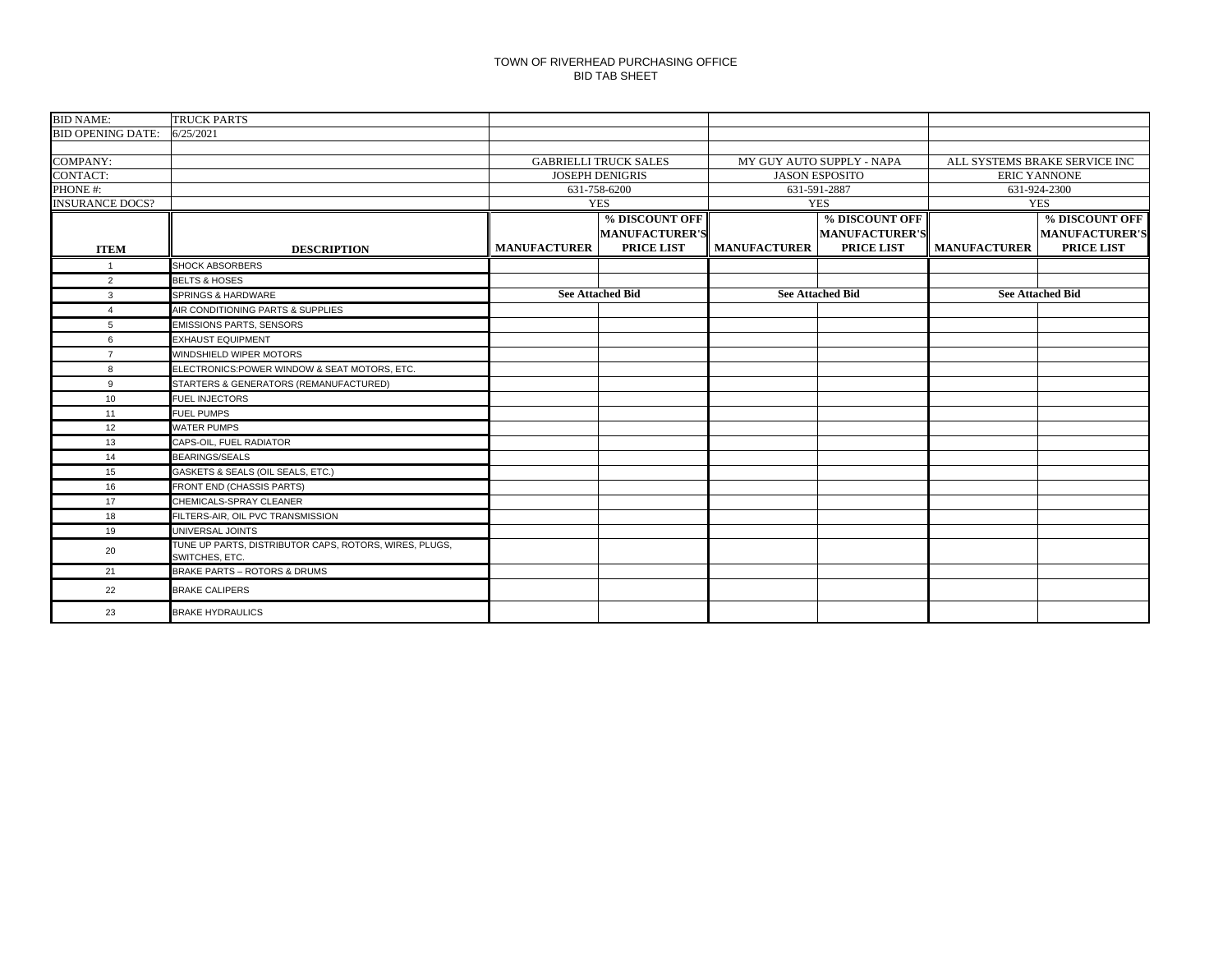TOWN OF RIVERHEAD PURCHASING OFFICE
BID TAB SHEET

| BID NAME: | TRUCK PARTS | | | | | | |
|---|---|---|---|---|---|---|---|
| BID OPENING DATE: | 6/25/2021 | | | | | | |
| | | | | | | | |
| COMPANY: | | GABRIELLI TRUCK SALES | | MY GUY AUTO SUPPLY - NAPA | | ALL SYSTEMS BRAKE SERVICE INC | |
| CONTACT: | | JOSEPH DENIGRIS | | JASON ESPOSITO | | ERIC YANNONE | |
| PHONE #: | | 631-758-6200 | | 631-591-2887 | | 631-924-2300 | |
| INSURANCE DOCS? | | YES | | YES | | YES | |
| **ITEM** | **DESCRIPTION** | **MANUFACTURER** | **% DISCOUNT OFF MANUFACTURER'S PRICE LIST** | **MANUFACTURER** | **% DISCOUNT OFF MANUFACTURER'S PRICE LIST** | **MANUFACTURER** | **% DISCOUNT OFF MANUFACTURER'S PRICE LIST** |
| 1 | SHOCK ABSORBERS | | | | | | |
| 2 | BELTS & HOSES | | | | | | |
| 3 | SPRINGS & HARDWARE | **See Attached Bid** | | **See Attached Bid** | | **See Attached Bid** | |
| 4 | AIR CONDITIONING PARTS & SUPPLIES | | | | | | |
| 5 | EMISSIONS PARTS, SENSORS | | | | | | |
| 6 | EXHAUST EQUIPMENT | | | | | | |
| 7 | WINDSHIELD WIPER MOTORS | | | | | | |
| 8 | ELECTRONICS:POWER WINDOW & SEAT MOTORS, ETC. | | | | | | |
| 9 | STARTERS & GENERATORS (REMANUFACTURED) | | | | | | |
| 10 | FUEL INJECTORS | | | | | | |
| 11 | FUEL PUMPS | | | | | | |
| 12 | WATER PUMPS | | | | | | |
| 13 | CAPS-OIL, FUEL RADIATOR | | | | | | |
| 14 | BEARINGS/SEALS | | | | | | |
| 15 | GASKETS & SEALS (OIL SEALS, ETC.) | | | | | | |
| 16 | FRONT END (CHASSIS PARTS) | | | | | | |
| 17 | CHEMICALS-SPRAY CLEANER | | | | | | |
| 18 | FILTERS-AIR, OIL PVC TRANSMISSION | | | | | | |
| 19 | UNIVERSAL JOINTS | | | | | | |
| 20 | TUNE UP PARTS, DISTRIBUTOR CAPS, ROTORS, WIRES, PLUGS, SWITCHES, ETC. | | | | | | |
| 21 | BRAKE PARTS – ROTORS & DRUMS | | | | | | |
| 22 | BRAKE CALIPERS | | | | | | |
| 23 | BRAKE HYDRAULICS | | | | | | |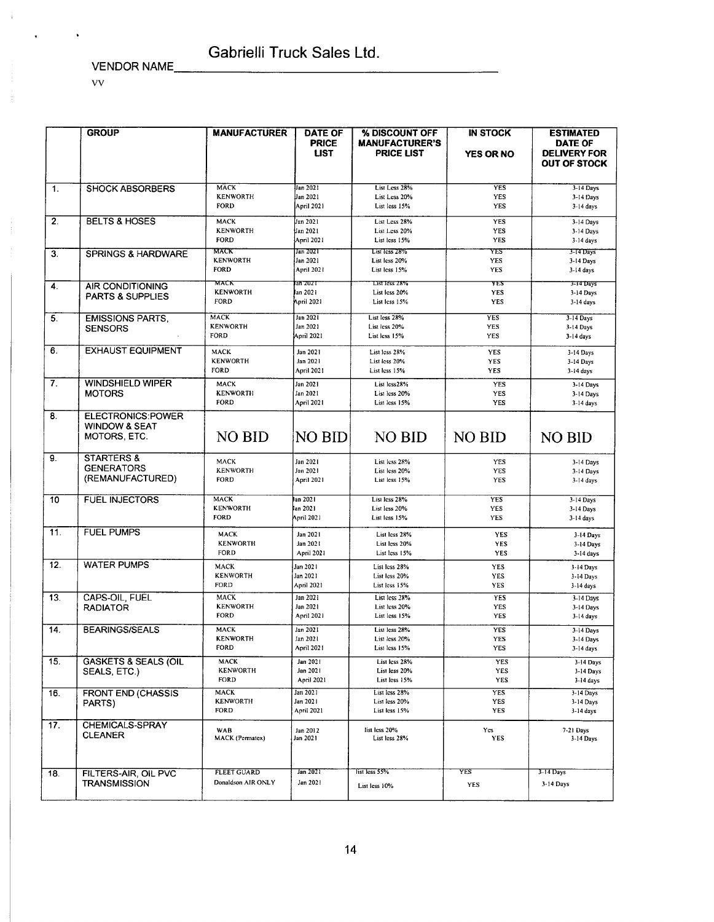VENDOR NAME Gabrielli Truck Sales Ltd.

VV

| | GROUP | MANUFACTURER | DATE OF PRICE LIST | % DISCOUNT OFF MANUFACTURER'S PRICE LIST | IN STOCK YES OR NO | ESTIMATED DATE OF DELIVERY FOR OUT OF STOCK |
|---|---|---|---|---|---|---|
| 1. | SHOCK ABSORBERS | MACK<br>KENWORTH<br>FORD | Jan 2021<br>Jan 2021<br>April 2021 | List Less 28%<br>List Less 20%<br>List less 15% | YES<br>YES<br>YES | 3-14 Days<br>3-14 Days<br>3-14 days |
| 2. | BELTS & HOSES | MACK<br>KENWORTH<br>FORD | Jan 2021<br>Jan 2021<br>April 2021 | List Less 28%<br>List Less 20%<br>List less 15% | YES<br>YES<br>YES | 3-14 Days<br>3-14 Days<br>3-14 days |
| 3. | SPRINGS & HARDWARE | MACK<br>KENWORTH<br>FORD | Jan 2021<br>Jan 2021<br>April 2021 | List less 28%<br>List less 20%<br>List less 15% | YES<br>YES<br>YES | 3-14 Days<br>3-14 Days<br>3-14 days |
| 4. | AIR CONDITIONING PARTS & SUPPLIES | MACK<br>KENWORTH<br>FORD | Jan 2021<br>Jan 2021<br>April 2021 | List less 28%<br>List less 20%<br>List less 15% | YES<br>YES<br>YES | 3-14 Days<br>3-14 Days<br>3-14 days |
| 5. | EMISSIONS PARTS, SENSORS | MACK<br>KENWORTH<br>FORD | Jan 2021<br>Jan 2021<br>April 2021 | List less 28%<br>List less 20%<br>List less 15% | YES<br>YES<br>YES | 3-14 Days<br>3-14 Days<br>3-14 days |
| 6. | EXHAUST EQUIPMENT | MACK<br>KENWORTH<br>FORD | Jan 2021<br>Jan 2021<br>April 2021 | List less 28%<br>List less 20%<br>List less 15% | YES<br>YES<br>YES | 3-14 Days<br>3-14 Days<br>3-14 days |
| 7. | WINDSHIELD WIPER MOTORS | MACK<br>KENWORTH<br>FORD | Jan 2021<br>Jan 2021<br>April 2021 | List less28%<br>List less 20%<br>List less 15% | YES<br>YES<br>YES | 3-14 Days<br>3-14 Days<br>3-14 days |
| 8. | ELECTRONICS:POWER WINDOW & SEAT MOTORS, ETC. | NO BID | NO BID | NO BID | NO BID | NO BID |
| 9. | STARTERS & GENERATORS (REMANUFACTURED) | MACK<br>KENWORTH<br>FORD | Jan 2021<br>Jan 2021<br>April 2021 | List less 28%<br>List less 20%<br>List less 15% | YES<br>YES<br>YES | 3-14 Days<br>3-14 Days<br>3-14 days |
| 10 | FUEL INJECTORS | MACK<br>KENWORTH<br>FORD | Jan 2021<br>Jan 2021<br>April 2021 | List less 28%<br>List less 20%<br>List less 15% | YES<br>YES<br>YES | 3-14 Days<br>3-14 Days<br>3-14 days |
| 11. | FUEL PUMPS | MACK<br>KENWORTH<br>FORD | Jan 2021<br>Jan 2021<br>April 2021 | List less 28%<br>List less 20%<br>List less 15% | YES<br>YES<br>YES | 3-14 Days<br>3-14 Days<br>3-14 days |
| 12. | WATER PUMPS | MACK<br>KENWORTH<br>FORD | Jan 2021<br>Jan 2021<br>April 2021 | List less 28%<br>List less 20%<br>List less 15% | YES<br>YES<br>YES | 3-14 Days<br>3-14 Days<br>3-14 days |
| 13. | CAPS-OIL, FUEL RADIATOR | MACK<br>KENWORTH<br>FORD | Jan 2021<br>Jan 2021<br>April 2021 | List less 28%<br>List less 20%<br>List less 15% | YES<br>YES<br>YES | 3-14 Days<br>3-14 Days<br>3-14 days |
| 14. | BEARINGS/SEALS | MACK<br>KENWORTH<br>FORD | Jan 2021<br>Jan 2021<br>April 2021 | List less 28%<br>List less 20%<br>List less 15% | YES<br>YES<br>YES | 3-14 Days<br>3-14 Days<br>3-14 days |
| 15. | GASKETS & SEALS (OIL SEALS, ETC.) | MACK<br>KENWORTH<br>FORD | Jan 2021<br>Jan 2021<br>April 2021 | List less 28%<br>List less 20%<br>List less 15% | YES<br>YES<br>YES | 3-14 Days<br>3-14 Days<br>3-14 days |
| 16. | FRONT END (CHASSIS PARTS) | MACK<br>KENWORTH<br>FORD | Jan 2021<br>Jan 2021<br>April 2021 | List less 28%<br>List less 20%<br>List less 15% | YES<br>YES<br>YES | 3-14 Days<br>3-14 Days<br>3-14 days |
| 17. | CHEMICALS-SPRAY CLEANER | WAB<br>MACK (Permatex) | Jan 2012<br>Jan 2021 | list less 20%<br>List less 28% | Yes<br>YES | 7-21 Days<br>3-14 Days |
| 18. | FILTERS-AIR, OIL PVC TRANSMISSION | FLEET GUARD<br>Donaldson AIR ONLY | Jan 2021<br>Jan 2021 | list less 55%<br>List less 10% | YES<br>YES | 3-14 Days<br>3-14 Days |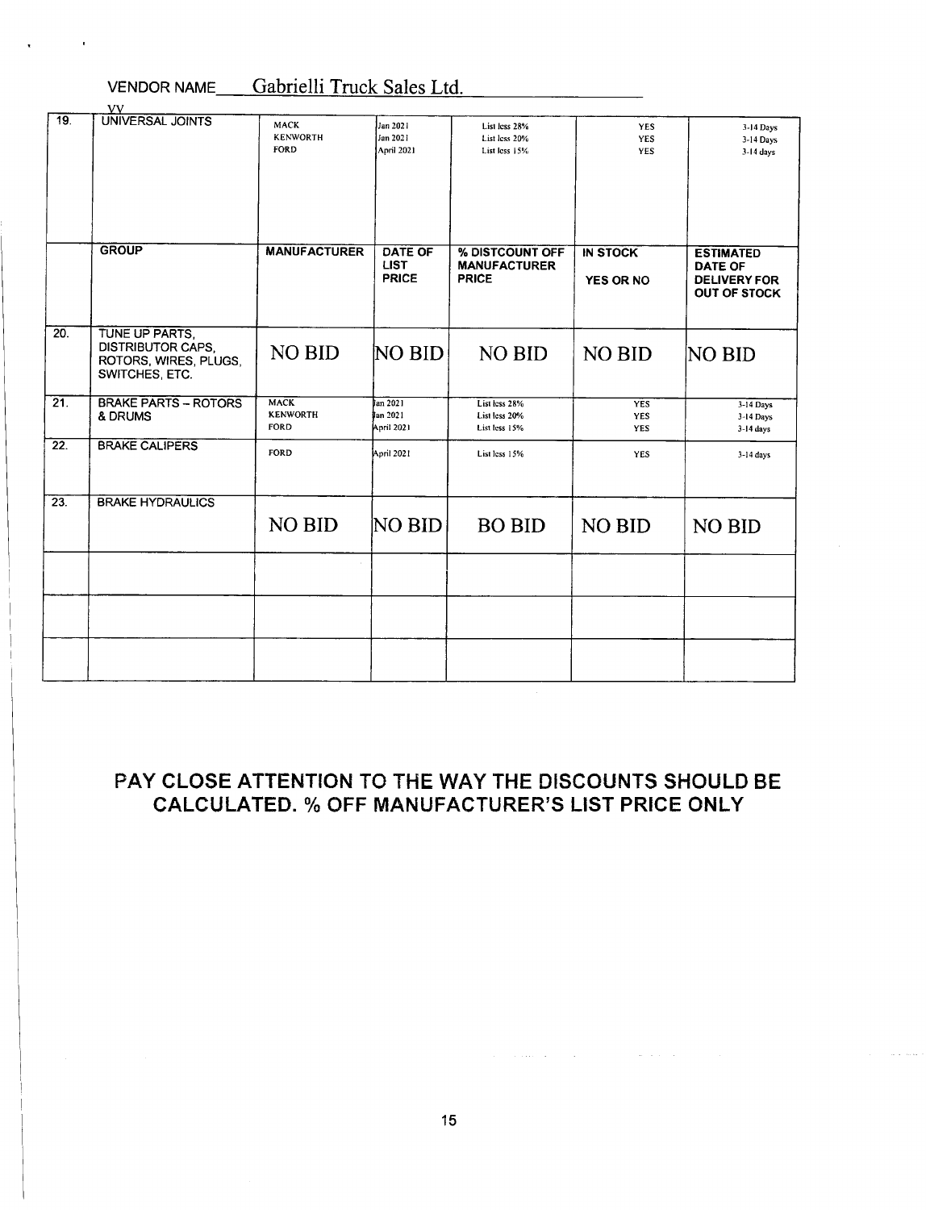VENDOR NAME Gabrielli Truck Sales Ltd.

| | VV | | | | | |
|---|---|---|---|---|---|---|
| 19. | UNIVERSAL JOINTS | MACK<br>KENWORTH<br>FORD | Jan 2021<br>Jan 2021<br>April 2021 | List less 28%<br>List less 20%<br>List less 15% | YES<br>YES<br>YES | 3-14 Days<br>3-14 Days<br>3-14 days |
| | **GROUP** | **MANUFACTURER** | **DATE OF LIST PRICE** | **% DISTCOUNT OFF MANUFACTURER PRICE** | **IN STOCK**<br><br>**YES OR NO** | **ESTIMATED DATE OF DELIVERY FOR OUT OF STOCK** |
| 20. | TUNE UP PARTS, DISTRIBUTOR CAPS, ROTORS, WIRES, PLUGS, SWITCHES, ETC. | NO BID | NO BID | NO BID | NO BID | NO BID |
| 21. | BRAKE PARTS – ROTORS & DRUMS | MACK<br>KENWORTH<br>FORD | Jan 2021<br>Jan 2021<br>April 2021 | List less 28%<br>List less 20%<br>List less 15% | YES<br>YES<br>YES | 3-14 Days<br>3-14 Days<br>3-14 days |
| 22. | BRAKE CALIPERS | FORD | April 2021 | List less 15% | YES | 3-14 days |
| 23. | BRAKE HYDRAULICS | NO BID | NO BID | BO BID | NO BID | NO BID |
| | | | | | | |
| | | | | | | |
| | | | | | | |

**PAY CLOSE ATTENTION TO THE WAY THE DISCOUNTS SHOULD BE CALCULATED. % OFF MANUFACTURER'S LIST PRICE ONLY**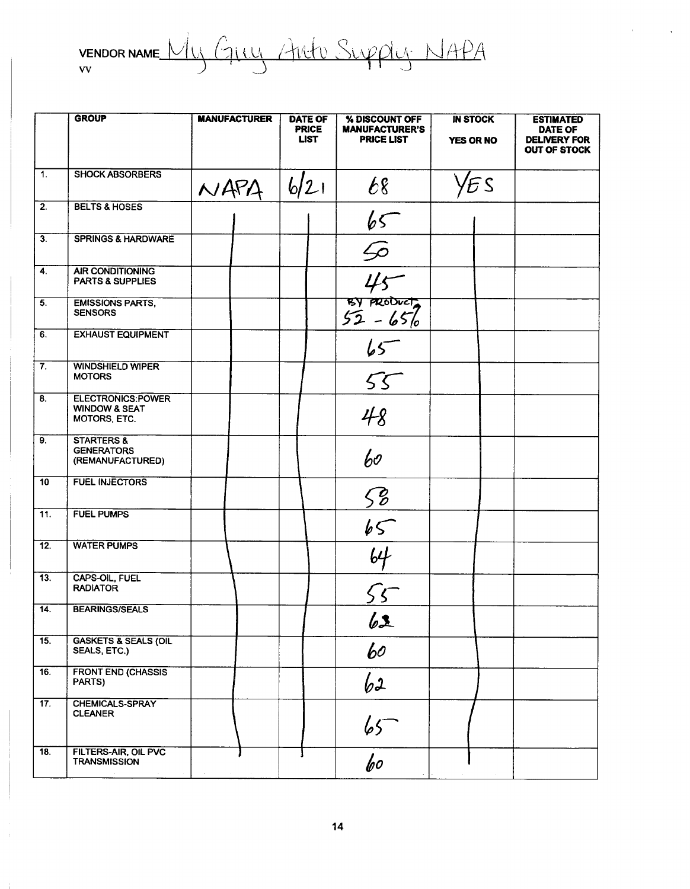VENDOR NAME My Guy Auto Supply NAPA

VV

| | GROUP | MANUFACTURER | DATE OF PRICE LIST | % DISCOUNT OFF MANUFACTURER'S PRICE LIST | IN STOCK YES OR NO | ESTIMATED DATE OF DELIVERY FOR OUT OF STOCK |
|---|---|---|---|---|---|---|
| 1. | SHOCK ABSORBERS | NAPA | 6/21 | 68 | YES | |
| 2. | BELTS & HOSES | | | 65 | | |
| 3. | SPRINGS & HARDWARE | | | 50 | | |
| 4. | AIR CONDITIONING PARTS & SUPPLIES | | | 45 | | |
| 5. | EMISSIONS PARTS, SENSORS | | | BY PRODUCT 52 - 65% | | |
| 6. | EXHAUST EQUIPMENT | | | 65 | | |
| 7. | WINDSHIELD WIPER MOTORS | | | 55 | | |
| 8. | ELECTRONICS:POWER WINDOW & SEAT MOTORS, ETC. | | | 48 | | |
| 9. | STARTERS & GENERATORS (REMANUFACTURED) | | | 60 | | |
| 10 | FUEL INJECTORS | | | 58 | | |
| 11. | FUEL PUMPS | | | 65 | | |
| 12. | WATER PUMPS | | | 64 | | |
| 13. | CAPS-OIL, FUEL RADIATOR | | | 55 | | |
| 14. | BEARINGS/SEALS | | | 62 | | |
| 15. | GASKETS & SEALS (OIL SEALS, ETC.) | | | 60 | | |
| 16. | FRONT END (CHASSIS PARTS) | | | 62 | | |
| 17. | CHEMICALS-SPRAY CLEANER | | | 65 | | |
| 18. | FILTERS-AIR, OIL PVC TRANSMISSION | | | 60 | | |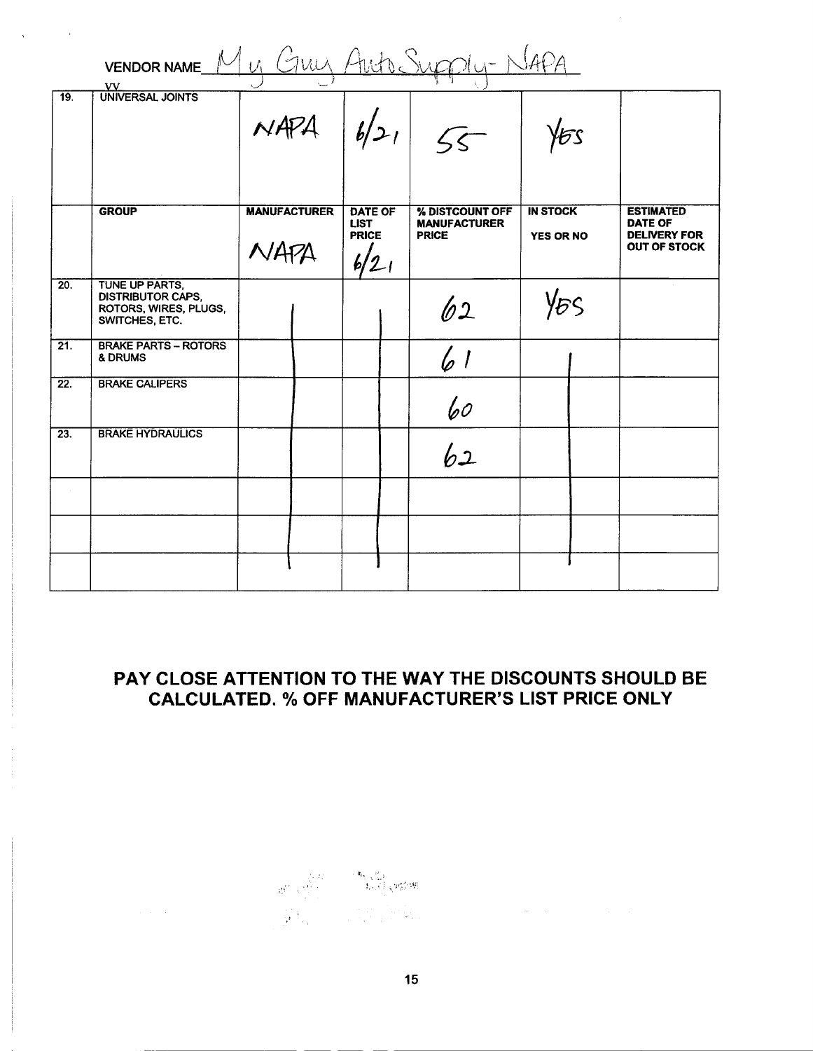VENDOR NAME My Guy Auto Supply- NAPA

| | | | | | | |
|---|---|---|---|---|---|---|
| VV 19. | UNIVERSAL JOINTS | NAPA | 6/21 | 55 | Yes | |
| | **GROUP** | **MANUFACTURER** NAPA | **DATE OF LIST PRICE** 6/21 | **% DISTCOUNT OFF MANUFACTURER PRICE** | **IN STOCK YES OR NO** | **ESTIMATED DATE OF DELIVERY FOR OUT OF STOCK** |
| 20. | TUNE UP PARTS, DISTRIBUTOR CAPS, ROTORS, WIRES, PLUGS, SWITCHES, ETC. | | | 62 | Yes | |
| 21. | BRAKE PARTS – ROTORS & DRUMS | | | 61 | | |
| 22. | BRAKE CALIPERS | | | 60 | | |
| 23. | BRAKE HYDRAULICS | | | 62 | | |
| | | | | | | |
| | | | | | | |
| | | | | | | |

**PAY CLOSE ATTENTION TO THE WAY THE DISCOUNTS SHOULD BE CALCULATED. % OFF MANUFACTURER'S LIST PRICE ONLY**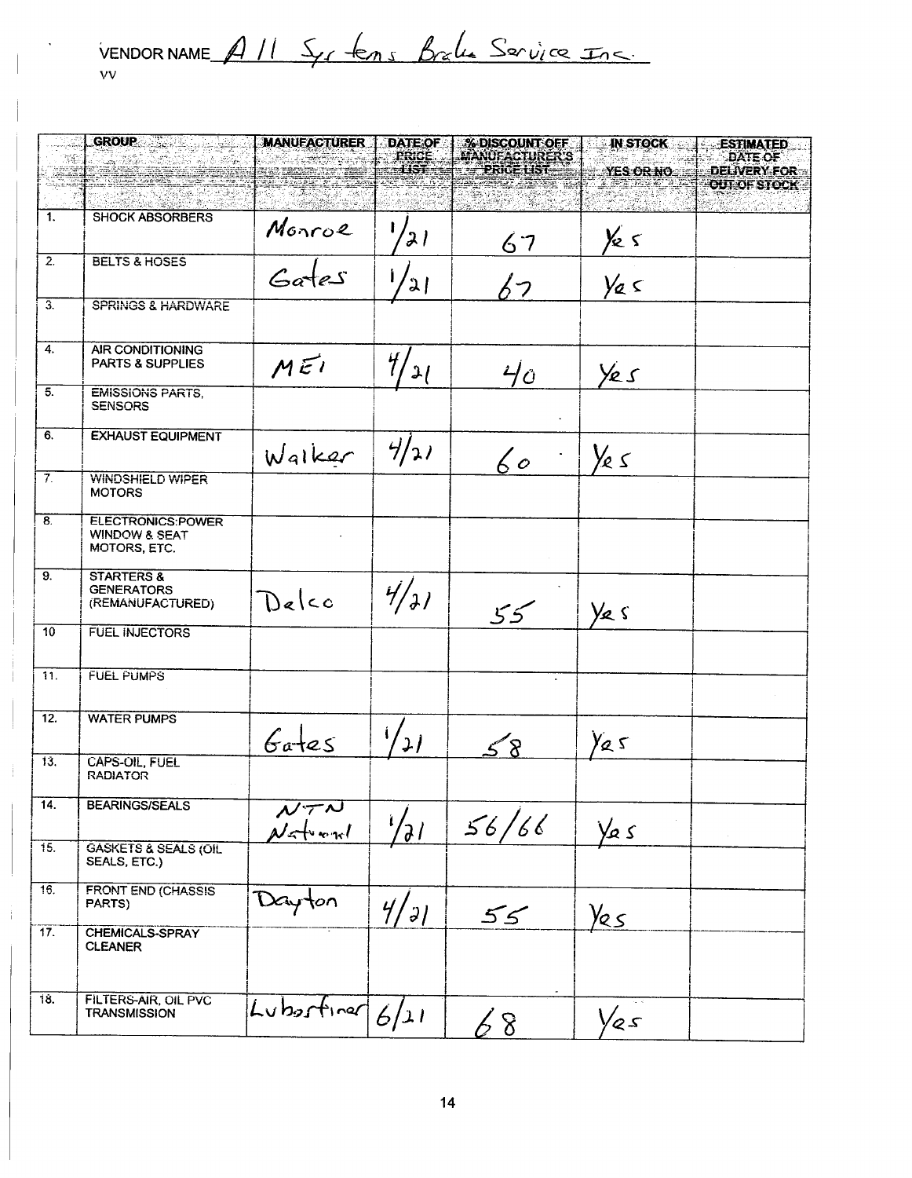VENDOR NAME All Systems Brake Service Inc.

VV

| | GROUP | MANUFACTURER | DATE OF PRICE LIST | % DISCOUNT OFF MANUFACTURER'S PRICE LIST | IN STOCK YES OR NO | ESTIMATED DATE OF DELIVERY FOR OUT OF STOCK |
|---|---|---|---|---|---|---|
| 1. | SHOCK ABSORBERS | Monroe | 1/21 | 67 | Yes | |
| 2. | BELTS & HOSES | Gates | 1/21 | 67 | Yes | |
| 3. | SPRINGS & HARDWARE | | | | | |
| 4. | AIR CONDITIONING PARTS & SUPPLIES | MEI | 4/21 | 40 | Yes | |
| 5. | EMISSIONS PARTS, SENSORS | | | | | |
| 6. | EXHAUST EQUIPMENT | Walker | 4/21 | 60 | Yes | |
| 7. | WINDSHIELD WIPER MOTORS | | | | | |
| 8. | ELECTRONICS:POWER WINDOW & SEAT MOTORS, ETC. | | | | | |
| 9. | STARTERS & GENERATORS (REMANUFACTURED) | Delco | 4/21 | 55 | Yes | |
| 10 | FUEL INJECTORS | | | | | |
| 11. | FUEL PUMPS | | | | | |
| 12. | WATER PUMPS | Gates | 1/21 | 58 | Yes | |
| 13. | CAPS-OIL, FUEL RADIATOR | | | | | |
| 14. | BEARINGS/SEALS | NTN National | 1/21 | 56/66 | Yes | |
| 15. | GASKETS & SEALS (OIL SEALS, ETC.) | | | | | |
| 16. | FRONT END (CHASSIS PARTS) | Dayton | 4/21 | 55 | Yes | |
| 17. | CHEMICALS-SPRAY CLEANER | | | | | |
| 18. | FILTERS-AIR, OIL PVC TRANSMISSION | Luberfiner | 6/21 | 68 | Yes | |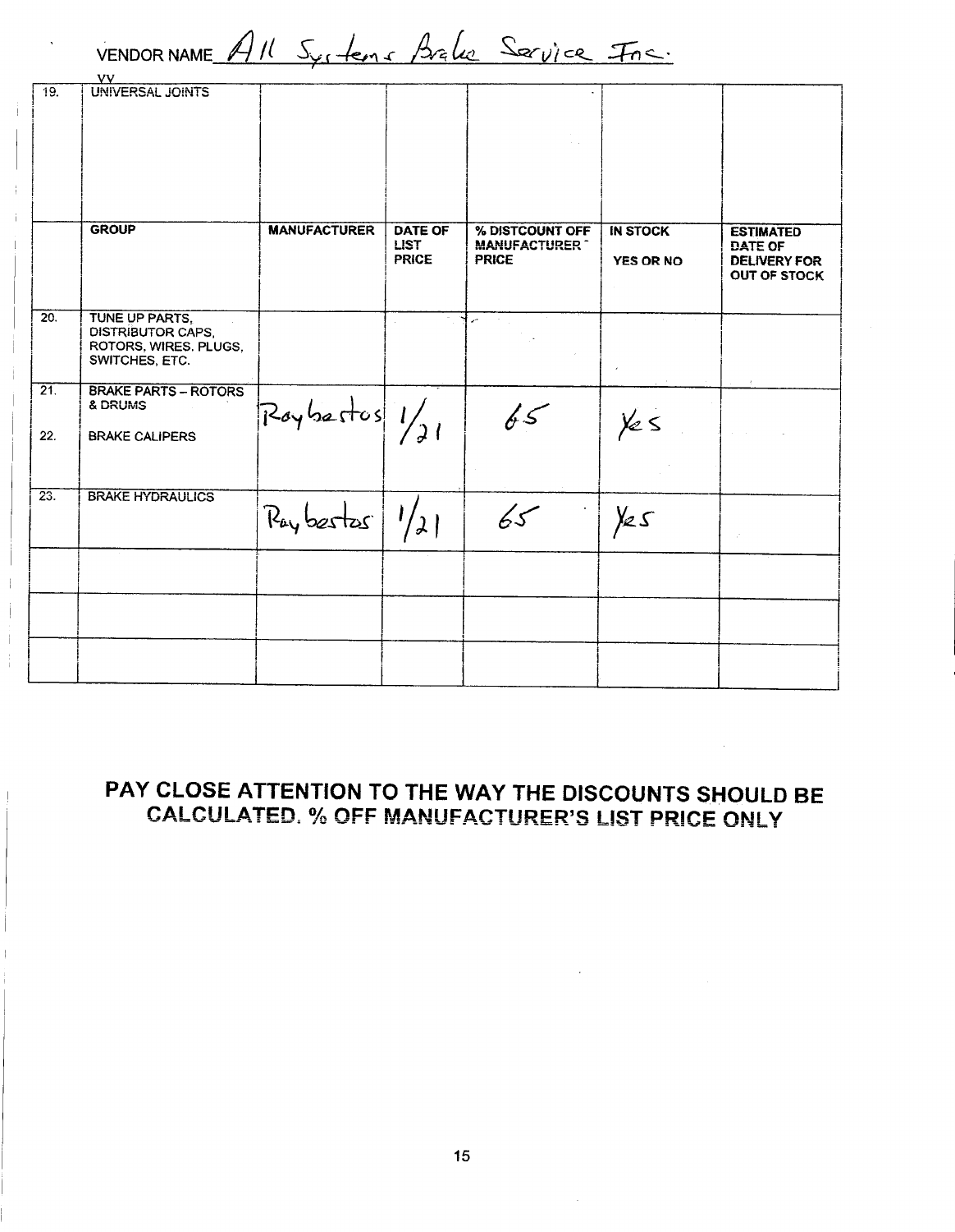VENDOR NAME All Systems Brake Service Inc.

| | | | | | | |
|---|---|---|---|---|---|---|
| 19. | UNIVERSAL JOINTS | | | | | |
| | **GROUP** | **MANUFACTURER** | **DATE OF LIST PRICE** | **% DISTCOUNT OFF MANUFACTURER PRICE** | **IN STOCK YES OR NO** | **ESTIMATED DATE OF DELIVERY FOR OUT OF STOCK** |
| 20. | TUNE UP PARTS, DISTRIBUTOR CAPS, ROTORS, WIRES, PLUGS, SWITCHES, ETC. | | | | | |
| 21. | BRAKE PARTS – ROTORS & DRUMS | Raybestos | 1/21 | 65 | Yes | |
| 22. | BRAKE CALIPERS | | | | | |
| 23. | BRAKE HYDRAULICS | Raybestos | 1/21 | 65 | Yes | |
| | | | | | | |
| | | | | | | |
| | | | | | | |

**PAY CLOSE ATTENTION TO THE WAY THE DISCOUNTS SHOULD BE CALCULATED. % OFF MANUFACTURER'S LIST PRICE ONLY**